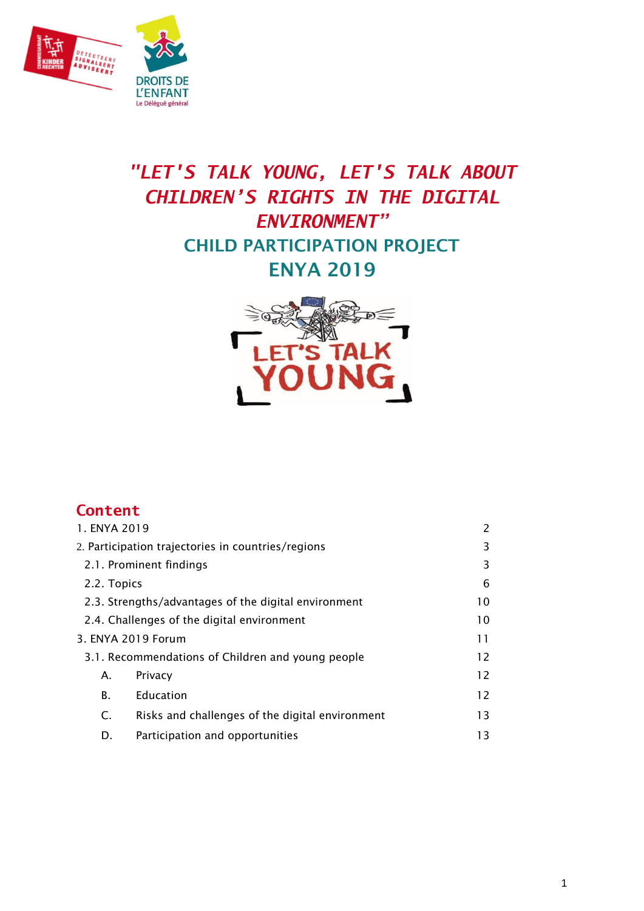# "LET'S TALK YOUNG, LET'S TALK ABOUT CHILDREN'S RIGHTS IN THE DIGITAL ENVIRONMENT"

## CHILD PARTICIPATION PROJECT

## ENYA 2019

## Content

| | |
|---|---|
| 1. ENYA 2019 | 2 |
| 2. Participation trajectories in countries/regions | 3 |
| 2.1. Prominent findings | 3 |
| 2.2. Topics | 6 |
| 2.3. Strengths/advantages of the digital environment | 10 |
| 2.4. Challenges of the digital environment | 10 |
| 3. ENYA 2019 Forum | 11 |
| 3.1. Recommendations of Children and young people | 12 |
| A. Privacy | 12 |
| B. Education | 12 |
| C. Risks and challenges of the digital environment | 13 |
| D. Participation and opportunities | 13 |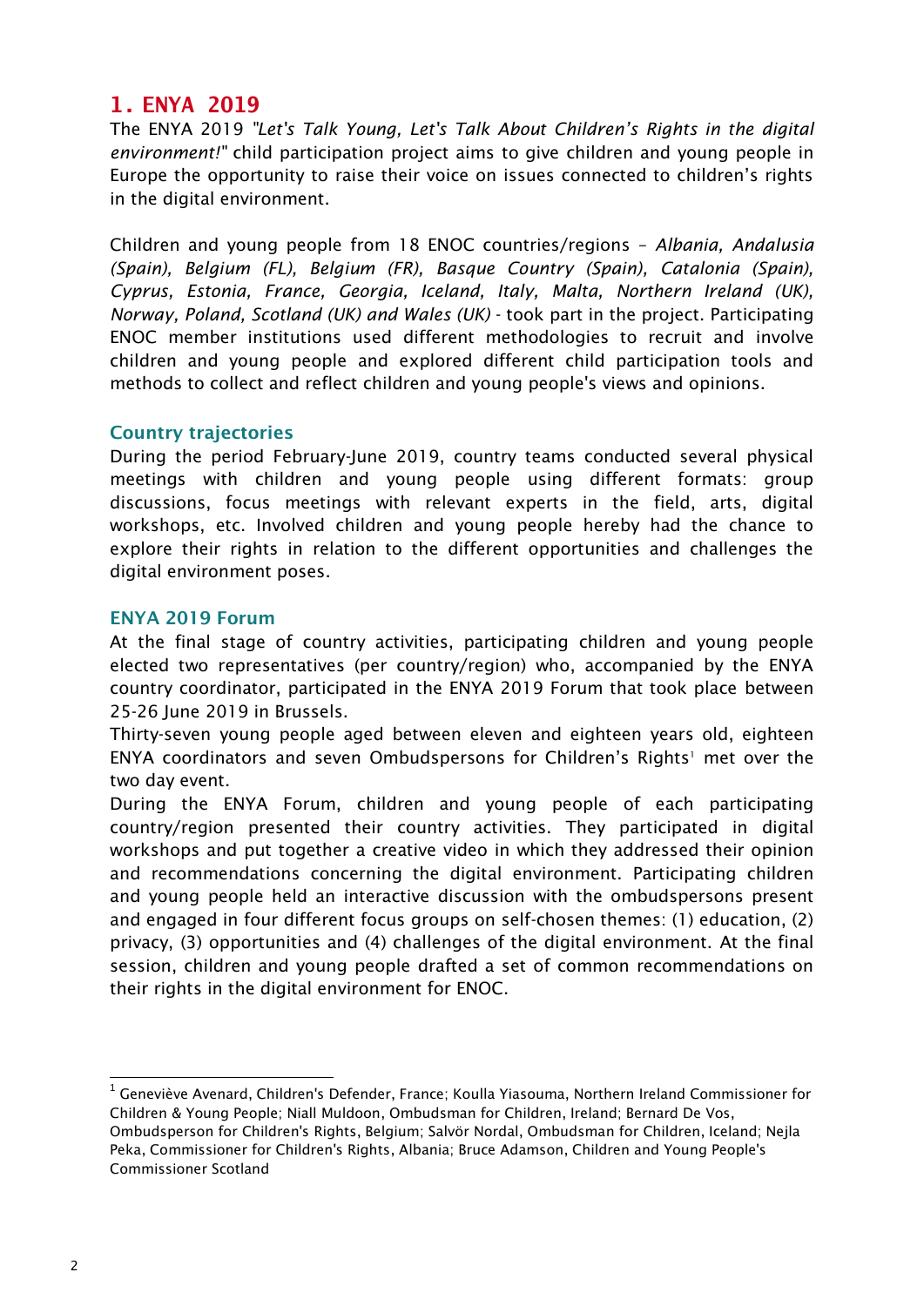## 1. ENYA 2019

The ENYA 2019 *"Let's Talk Young, Let's Talk About Children's Rights in the digital environment!"* child participation project aims to give children and young people in Europe the opportunity to raise their voice on issues connected to children's rights in the digital environment.

Children and young people from 18 ENOC countries/regions – *Albania, Andalusia (Spain), Belgium (FL), Belgium (FR), Basque Country (Spain), Catalonia (Spain), Cyprus, Estonia, France, Georgia, Iceland, Italy, Malta, Northern Ireland (UK), Norway, Poland, Scotland (UK) and Wales (UK)* - took part in the project. Participating ENOC member institutions used different methodologies to recruit and involve children and young people and explored different child participation tools and methods to collect and reflect children and young people's views and opinions.

### Country trajectories

During the period February-June 2019, country teams conducted several physical meetings with children and young people using different formats: group discussions, focus meetings with relevant experts in the field, arts, digital workshops, etc. Involved children and young people hereby had the chance to explore their rights in relation to the different opportunities and challenges the digital environment poses.

### ENYA 2019 Forum

At the final stage of country activities, participating children and young people elected two representatives (per country/region) who, accompanied by the ENYA country coordinator, participated in the ENYA 2019 Forum that took place between 25-26 June 2019 in Brussels.

Thirty-seven young people aged between eleven and eighteen years old, eighteen ENYA coordinators and seven Ombudspersons for Children's Rights[1] met over the two day event.

During the ENYA Forum, children and young people of each participating country/region presented their country activities. They participated in digital workshops and put together a creative video in which they addressed their opinion and recommendations concerning the digital environment. Participating children and young people held an interactive discussion with the ombudspersons present and engaged in four different focus groups on self-chosen themes: (1) education, (2) privacy, (3) opportunities and (4) challenges of the digital environment. At the final session, children and young people drafted a set of common recommendations on their rights in the digital environment for ENOC.

---

[1] Geneviève Avenard, Children's Defender, France; Koulla Yiasouma, Northern Ireland Commissioner for Children & Young People; Niall Muldoon, Ombudsman for Children, Ireland; Bernard De Vos, Ombudsperson for Children's Rights, Belgium; Salvör Nordal, Ombudsman for Children, Iceland; Nejla Peka, Commissioner for Children's Rights, Albania; Bruce Adamson, Children and Young People's Commissioner Scotland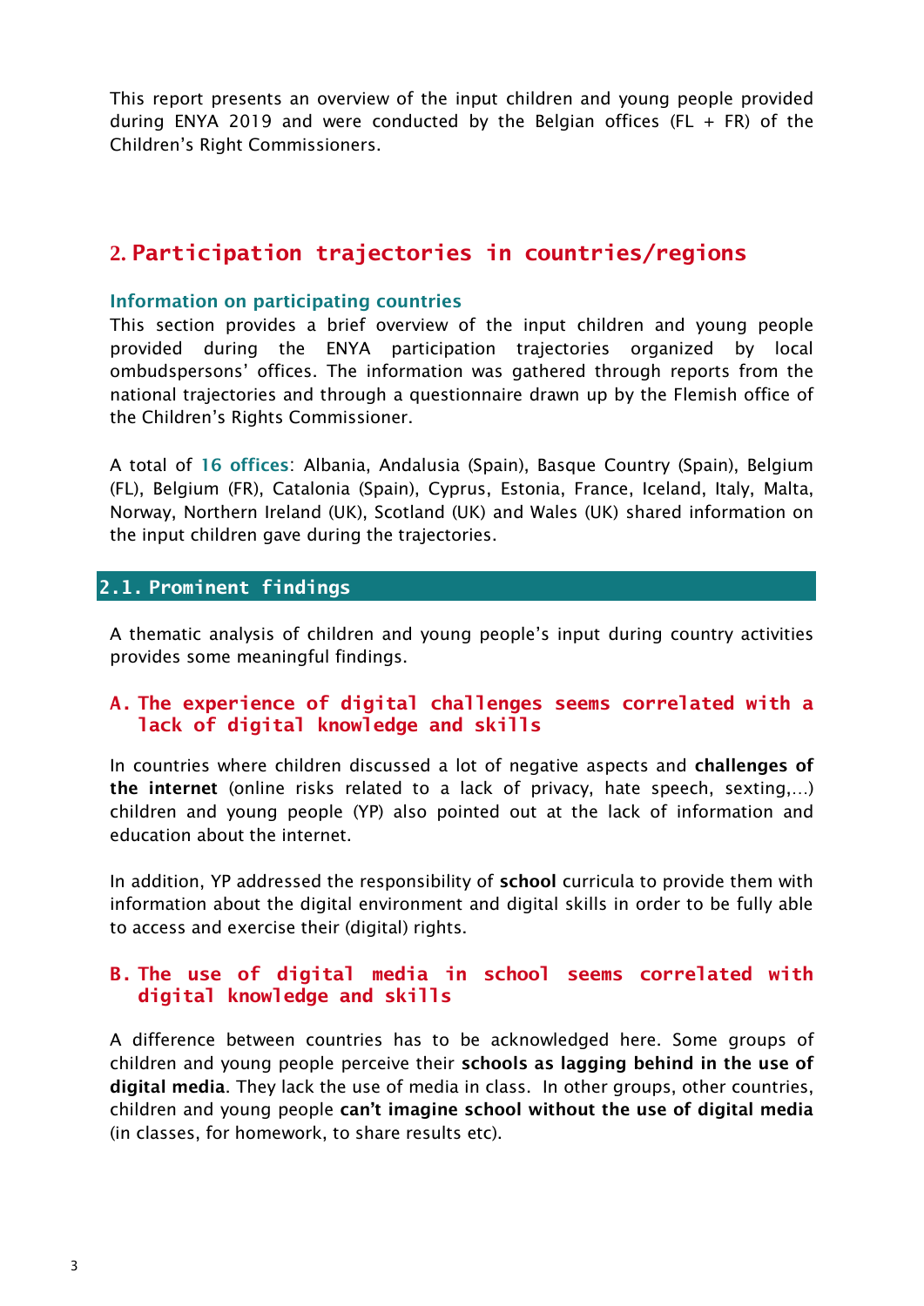This report presents an overview of the input children and young people provided during ENYA 2019 and were conducted by the Belgian offices (FL + FR) of the Children's Right Commissioners.

## 2. Participation trajectories in countries/regions

### Information on participating countries

This section provides a brief overview of the input children and young people provided during the ENYA participation trajectories organized by local ombudspersons' offices. The information was gathered through reports from the national trajectories and through a questionnaire drawn up by the Flemish office of the Children's Rights Commissioner.

A total of 16 offices: Albania, Andalusia (Spain), Basque Country (Spain), Belgium (FL), Belgium (FR), Catalonia (Spain), Cyprus, Estonia, France, Iceland, Italy, Malta, Norway, Northern Ireland (UK), Scotland (UK) and Wales (UK) shared information on the input children gave during the trajectories.

### 2.1. Prominent findings

A thematic analysis of children and young people's input during country activities provides some meaningful findings.

#### A. The experience of digital challenges seems correlated with a lack of digital knowledge and skills

In countries where children discussed a lot of negative aspects and **challenges of the internet** (online risks related to a lack of privacy, hate speech, sexting,…) children and young people (YP) also pointed out at the lack of information and education about the internet.

In addition, YP addressed the responsibility of **school** curricula to provide them with information about the digital environment and digital skills in order to be fully able to access and exercise their (digital) rights.

#### B. The use of digital media in school seems correlated with digital knowledge and skills

A difference between countries has to be acknowledged here. Some groups of children and young people perceive their **schools as lagging behind in the use of digital media**. They lack the use of media in class. In other groups, other countries, children and young people **can't imagine school without the use of digital media** (in classes, for homework, to share results etc).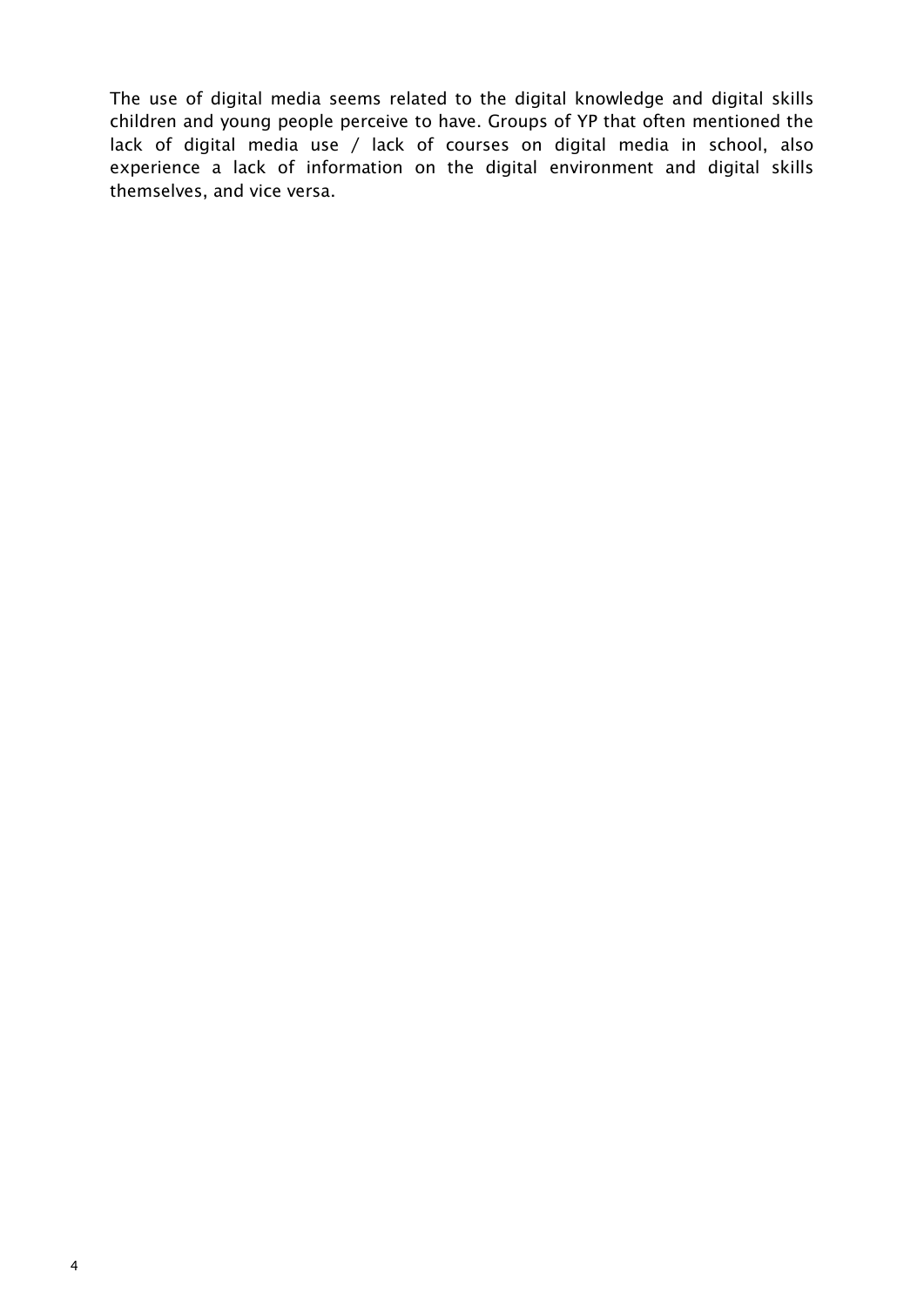The use of digital media seems related to the digital knowledge and digital skills children and young people perceive to have. Groups of YP that often mentioned the lack of digital media use / lack of courses on digital media in school, also experience a lack of information on the digital environment and digital skills themselves, and vice versa.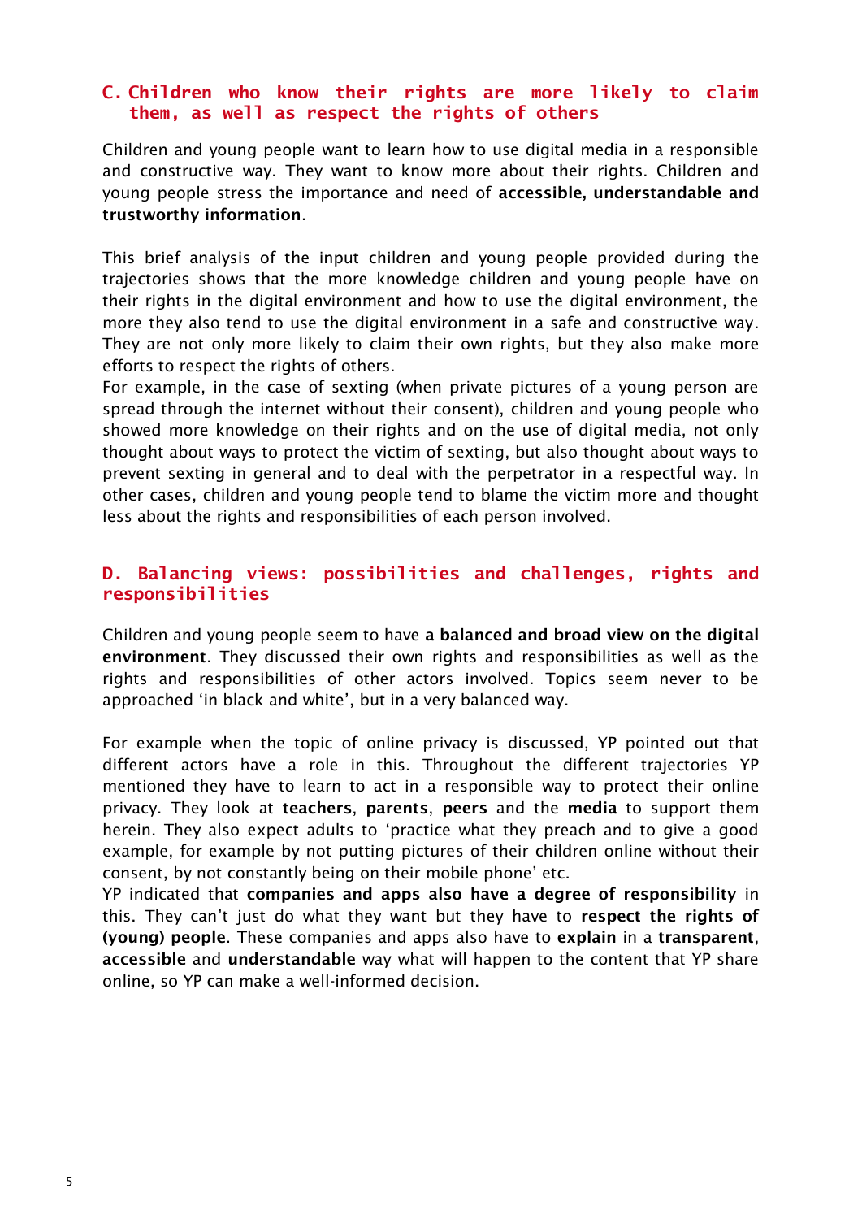## C. Children who know their rights are more likely to claim them, as well as respect the rights of others

Children and young people want to learn how to use digital media in a responsible and constructive way. They want to know more about their rights. Children and young people stress the importance and need of **accessible, understandable and trustworthy information**.

This brief analysis of the input children and young people provided during the trajectories shows that the more knowledge children and young people have on their rights in the digital environment and how to use the digital environment, the more they also tend to use the digital environment in a safe and constructive way. They are not only more likely to claim their own rights, but they also make more efforts to respect the rights of others.

For example, in the case of sexting (when private pictures of a young person are spread through the internet without their consent), children and young people who showed more knowledge on their rights and on the use of digital media, not only thought about ways to protect the victim of sexting, but also thought about ways to prevent sexting in general and to deal with the perpetrator in a respectful way. In other cases, children and young people tend to blame the victim more and thought less about the rights and responsibilities of each person involved.

## D. Balancing views: possibilities and challenges, rights and responsibilities

Children and young people seem to have **a balanced and broad view on the digital environment**. They discussed their own rights and responsibilities as well as the rights and responsibilities of other actors involved. Topics seem never to be approached 'in black and white', but in a very balanced way.

For example when the topic of online privacy is discussed, YP pointed out that different actors have a role in this. Throughout the different trajectories YP mentioned they have to learn to act in a responsible way to protect their online privacy. They look at **teachers**, **parents**, **peers** and the **media** to support them herein. They also expect adults to 'practice what they preach and to give a good example, for example by not putting pictures of their children online without their consent, by not constantly being on their mobile phone' etc.

YP indicated that **companies and apps also have a degree of responsibility** in this. They can't just do what they want but they have to **respect the rights of (young) people**. These companies and apps also have to **explain** in a **transparent**, **accessible** and **understandable** way what will happen to the content that YP share online, so YP can make a well-informed decision.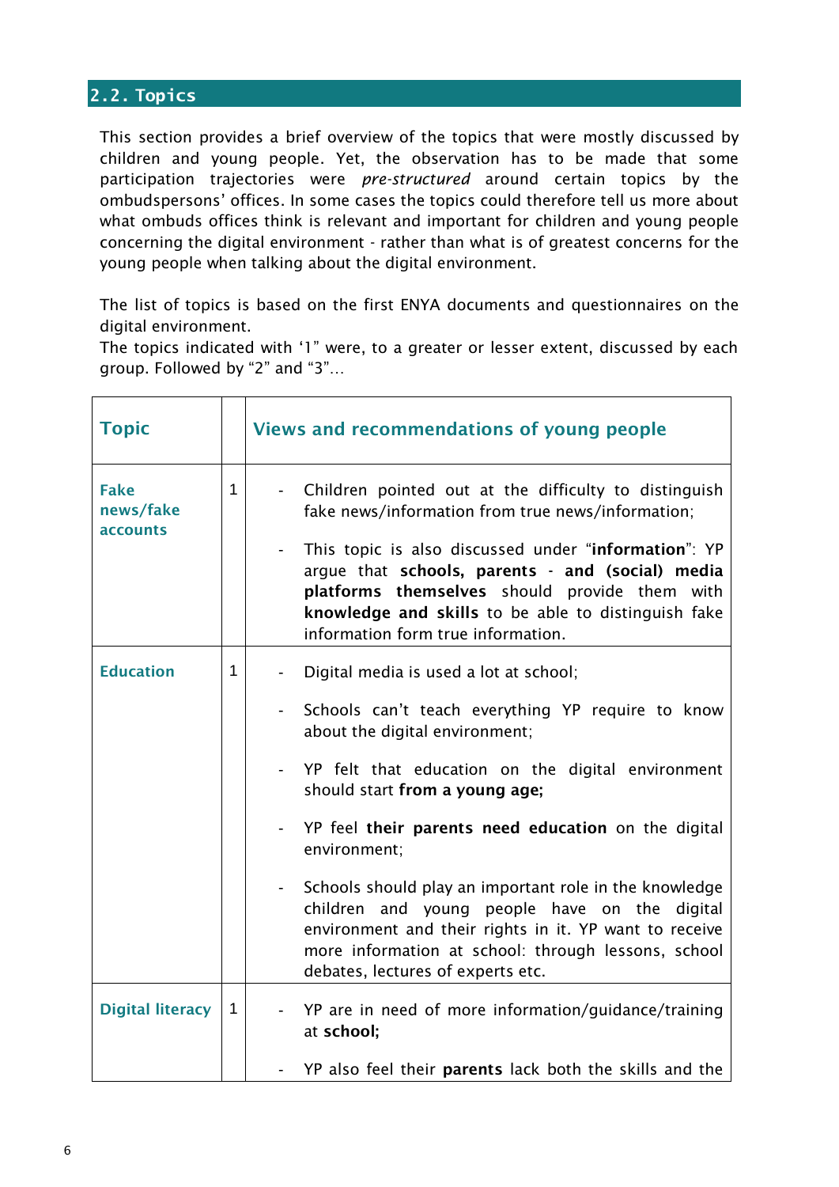## 2.2. Topics

This section provides a brief overview of the topics that were mostly discussed by children and young people. Yet, the observation has to be made that some participation trajectories were *pre-structured* around certain topics by the ombudspersons' offices. In some cases the topics could therefore tell us more about what ombuds offices think is relevant and important for children and young people concerning the digital environment - rather than what is of greatest concerns for the young people when talking about the digital environment.

The list of topics is based on the first ENYA documents and questionnaires on the digital environment.

The topics indicated with '1" were, to a greater or lesser extent, discussed by each group. Followed by "2" and "3"…

| Topic | | Views and recommendations of young people |
|---|---|---|
| **Fake news/fake accounts** | 1 | - Children pointed out at the difficulty to distinguish fake news/information from true news/information; <br> - This topic is also discussed under "**information**": YP argue that **schools, parents** - **and (social) media platforms themselves** should provide them with **knowledge and skills** to be able to distinguish fake information form true information. |
| **Education** | 1 | - Digital media is used a lot at school; <br> - Schools can't teach everything YP require to know about the digital environment; <br> - YP felt that education on the digital environment should start **from a young age;** <br> - YP feel **their parents need education** on the digital environment; <br> - Schools should play an important role in the knowledge children and young people have on the digital environment and their rights in it. YP want to receive more information at school: through lessons, school debates, lectures of experts etc. |
| **Digital literacy** | 1 | - YP are in need of more information/guidance/training at **school;** <br> - YP also feel their **parents** lack both the skills and the |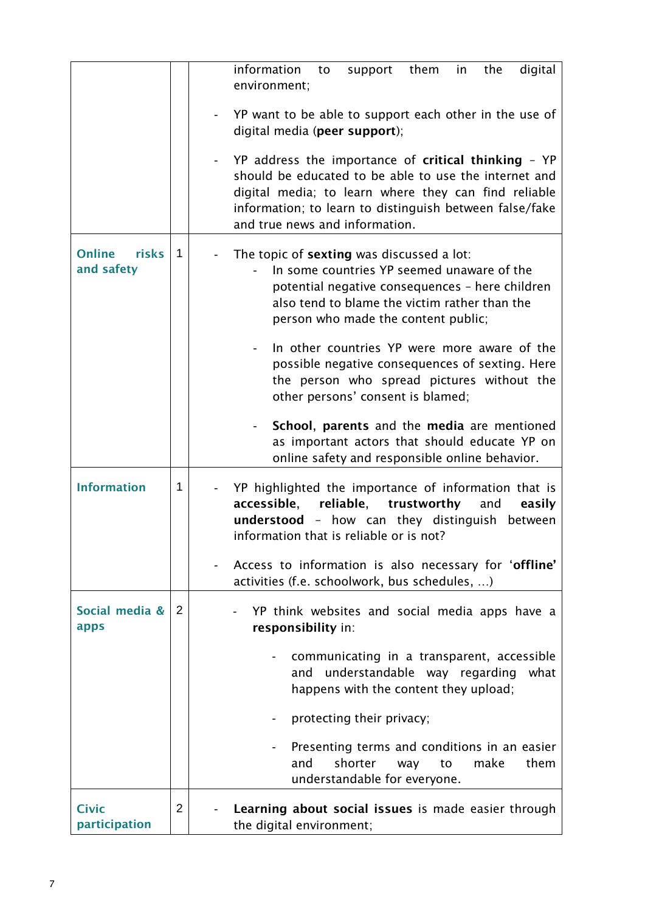| | | |
|---|---|---|
| | | information to support them in the digital environment;<br><br>- YP want to be able to support each other in the use of digital media (**peer support**);<br><br>- YP address the importance of **critical thinking** – YP should be educated to be able to use the internet and digital media; to learn where they can find reliable information; to learn to distinguish between false/fake and true news and information. |
| **Online risks and safety** | 1 | - The topic of **sexting** was discussed a lot:<br>  - In some countries YP seemed unaware of the potential negative consequences – here children also tend to blame the victim rather than the person who made the content public;<br>  - In other countries YP were more aware of the possible negative consequences of sexting. Here the person who spread pictures without the other persons' consent is blamed;<br>  - **School**, **parents** and the **media** are mentioned as important actors that should educate YP on online safety and responsible online behavior. |
| **Information** | 1 | - YP highlighted the importance of information that is **accessible**, **reliable**, **trustworthy** and **easily understood** – how can they distinguish between information that is reliable or is not?<br><br>- Access to information is also necessary for '**offline**' activities (f.e. schoolwork, bus schedules, …) |
| **Social media & apps** | 2 | - YP think websites and social media apps have a **responsibility** in:<br>  - communicating in a transparent, accessible and understandable way regarding what happens with the content they upload;<br>  - protecting their privacy;<br>  - Presenting terms and conditions in an easier and shorter way to make them understandable for everyone. |
| **Civic participation** | 2 | - **Learning about social issues** is made easier through the digital environment; |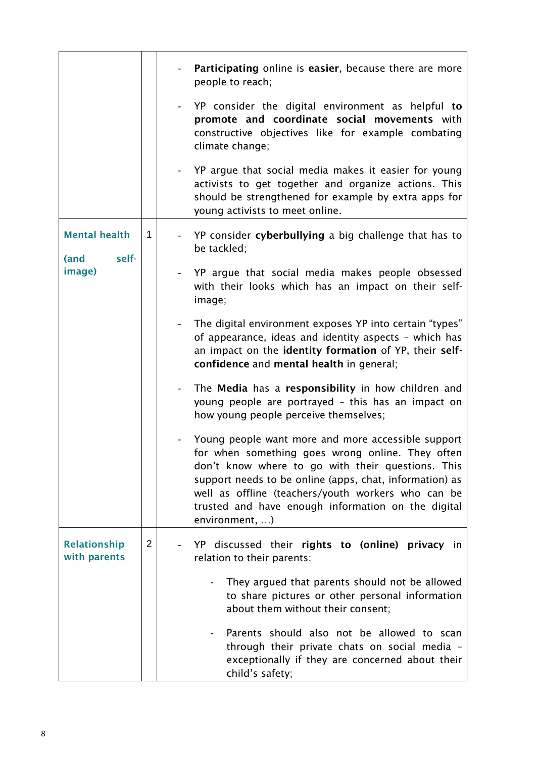| | | |
|---|---|---|
| | | - **Participating** online is **easier**, because there are more people to reach;<br><br>- YP consider the digital environment as helpful **to promote and coordinate social movements** with constructive objectives like for example combating climate change;<br><br>- YP argue that social media makes it easier for young activists to get together and organize actions. This should be strengthened for example by extra apps for young activists to meet online. |
| **Mental health (and self-image)** | 1 | - YP consider **cyberbullying** a big challenge that has to be tackled;<br><br>- YP argue that social media makes people obsessed with their looks which has an impact on their self-image;<br><br>- The digital environment exposes YP into certain "types" of appearance, ideas and identity aspects – which has an impact on the **identity formation** of YP, their **self-confidence** and **mental health** in general;<br><br>- The **Media** has a **responsibility** in how children and young people are portrayed – this has an impact on how young people perceive themselves;<br><br>- Young people want more and more accessible support for when something goes wrong online. They often don't know where to go with their questions. This support needs to be online (apps, chat, information) as well as offline (teachers/youth workers who can be trusted and have enough information on the digital environment, …) |
| **Relationship with parents** | 2 | - YP discussed their **rights to (online) privacy** in relation to their parents:<br><br>&nbsp;&nbsp;&nbsp;&nbsp;- They argued that parents should not be allowed to share pictures or other personal information about them without their consent;<br><br>&nbsp;&nbsp;&nbsp;&nbsp;- Parents should also not be allowed to scan through their private chats on social media – exceptionally if they are concerned about their child's safety; |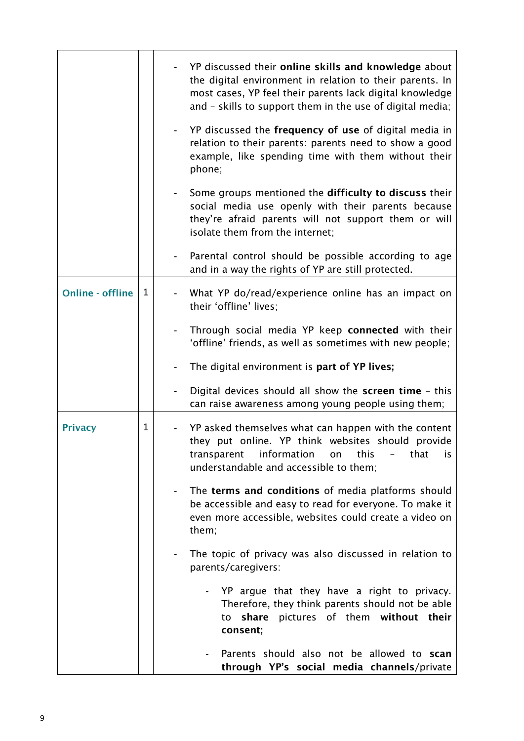| | | |
|---|---|---|
| | | - YP discussed their **online skills and knowledge** about the digital environment in relation to their parents. In most cases, YP feel their parents lack digital knowledge and – skills to support them in the use of digital media;<br><br>- YP discussed the **frequency of use** of digital media in relation to their parents: parents need to show a good example, like spending time with them without their phone;<br><br>- Some groups mentioned the **difficulty to discuss** their social media use openly with their parents because they're afraid parents will not support them or will isolate them from the internet;<br><br>- Parental control should be possible according to age and in a way the rights of YP are still protected. |
| **Online - offline** | 1 | - What YP do/read/experience online has an impact on their 'offline' lives;<br><br>- Through social media YP keep **connected** with their 'offline' friends, as well as sometimes with new people;<br><br>- The digital environment is **part of YP lives;**<br><br>- Digital devices should all show the **screen time** – this can raise awareness among young people using them; |
| **Privacy** | 1 | - YP asked themselves what can happen with the content they put online. YP think websites should provide transparent information on this – that is understandable and accessible to them;<br><br>- The **terms and conditions** of media platforms should be accessible and easy to read for everyone. To make it even more accessible, websites could create a video on them;<br><br>- The topic of privacy was also discussed in relation to parents/caregivers:<br><br>&nbsp;&nbsp;&nbsp;&nbsp;- YP argue that they have a right to privacy. Therefore, they think parents should not be able to **share** pictures of them **without their consent;**<br><br>&nbsp;&nbsp;&nbsp;&nbsp;- Parents should also not be allowed to **scan through YP's social media channels**/private |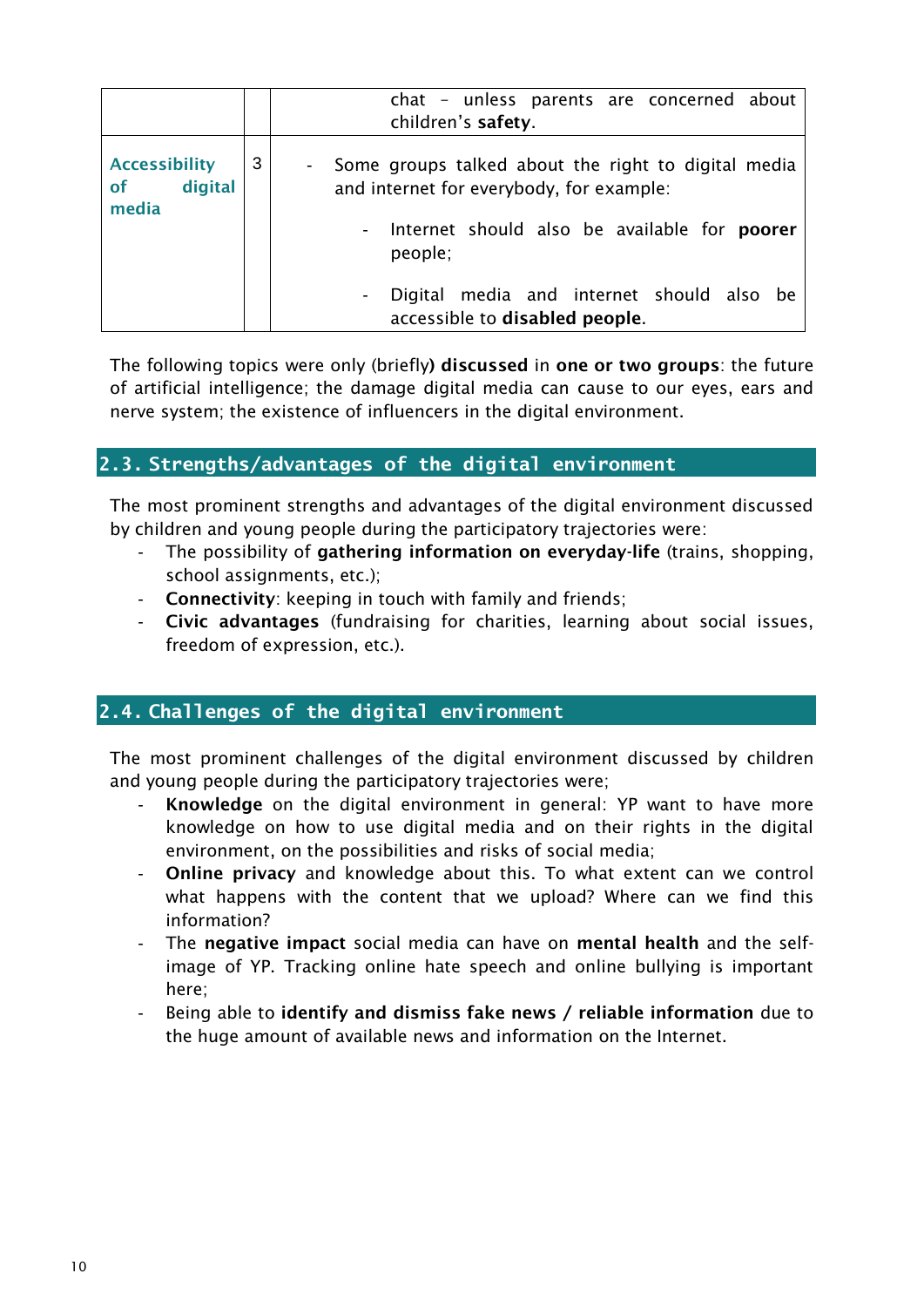| | | |
|---|---|---|
| | | chat – unless parents are concerned about children's **safety**. |
| **Accessibility of digital media** | 3 | - Some groups talked about the right to digital media and internet for everybody, for example:<br>- Internet should also be available for **poorer** people;<br>- Digital media and internet should also be accessible to **disabled people**. |

The following topics were only (briefly**) discussed** in **one or two groups**: the future of artificial intelligence; the damage digital media can cause to our eyes, ears and nerve system; the existence of influencers in the digital environment.

## 2.3. Strengths/advantages of the digital environment

The most prominent strengths and advantages of the digital environment discussed by children and young people during the participatory trajectories were:

- The possibility of **gathering information on everyday-life** (trains, shopping, school assignments, etc.);
- **Connectivity**: keeping in touch with family and friends;
- **Civic advantages** (fundraising for charities, learning about social issues, freedom of expression, etc.).

## 2.4. Challenges of the digital environment

The most prominent challenges of the digital environment discussed by children and young people during the participatory trajectories were;

- **Knowledge** on the digital environment in general: YP want to have more knowledge on how to use digital media and on their rights in the digital environment, on the possibilities and risks of social media;
- **Online privacy** and knowledge about this. To what extent can we control what happens with the content that we upload? Where can we find this information?
- The **negative impact** social media can have on **mental health** and the self-image of YP. Tracking online hate speech and online bullying is important here;
- Being able to **identify and dismiss fake news / reliable information** due to the huge amount of available news and information on the Internet.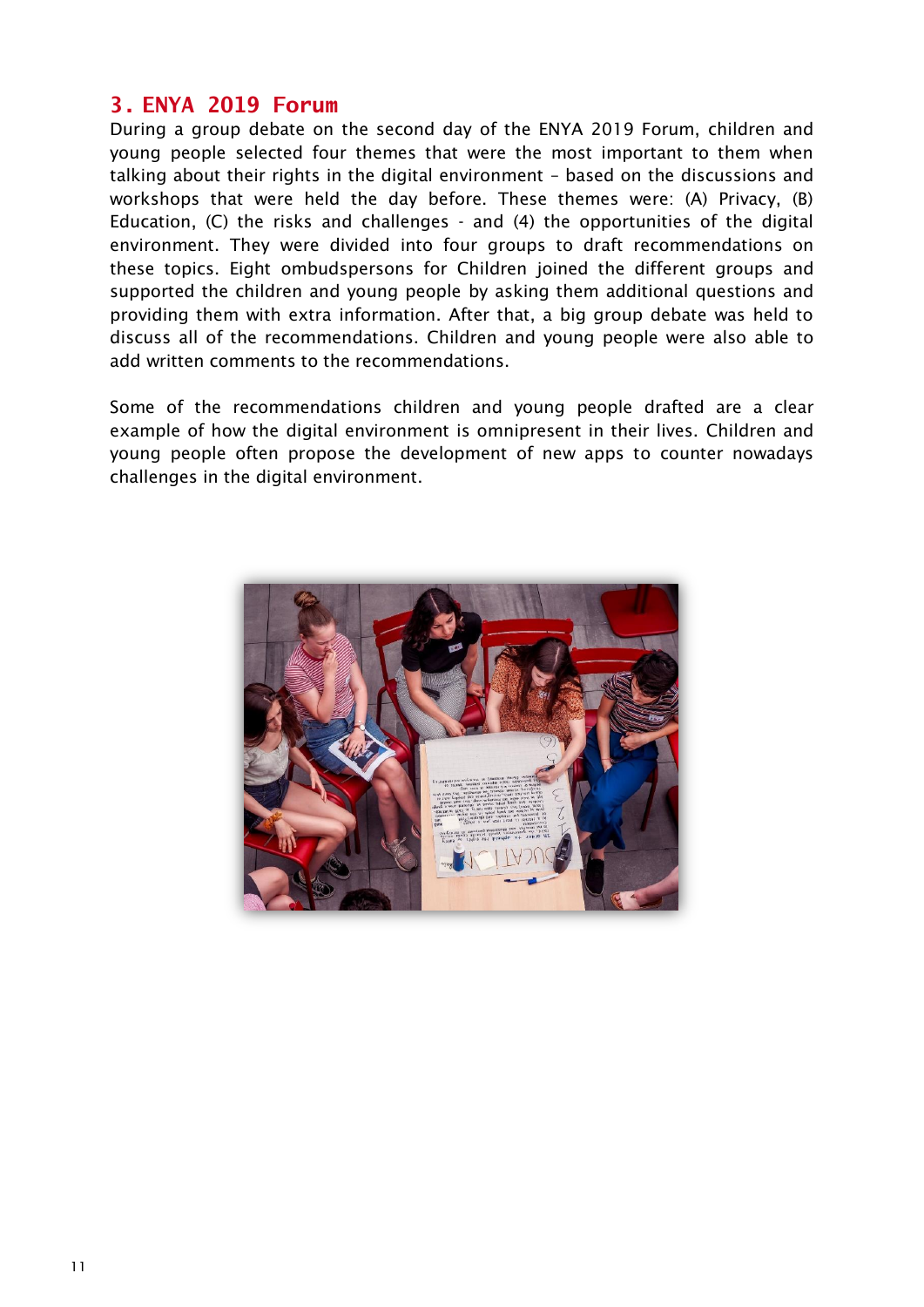## 3. ENYA 2019 Forum

During a group debate on the second day of the ENYA 2019 Forum, children and young people selected four themes that were the most important to them when talking about their rights in the digital environment – based on the discussions and workshops that were held the day before. These themes were: (A) Privacy, (B) Education, (C) the risks and challenges - and (4) the opportunities of the digital environment. They were divided into four groups to draft recommendations on these topics. Eight ombudspersons for Children joined the different groups and supported the children and young people by asking them additional questions and providing them with extra information. After that, a big group debate was held to discuss all of the recommendations. Children and young people were also able to add written comments to the recommendations.

Some of the recommendations children and young people drafted are a clear example of how the digital environment is omnipresent in their lives. Children and young people often propose the development of new apps to counter nowadays challenges in the digital environment.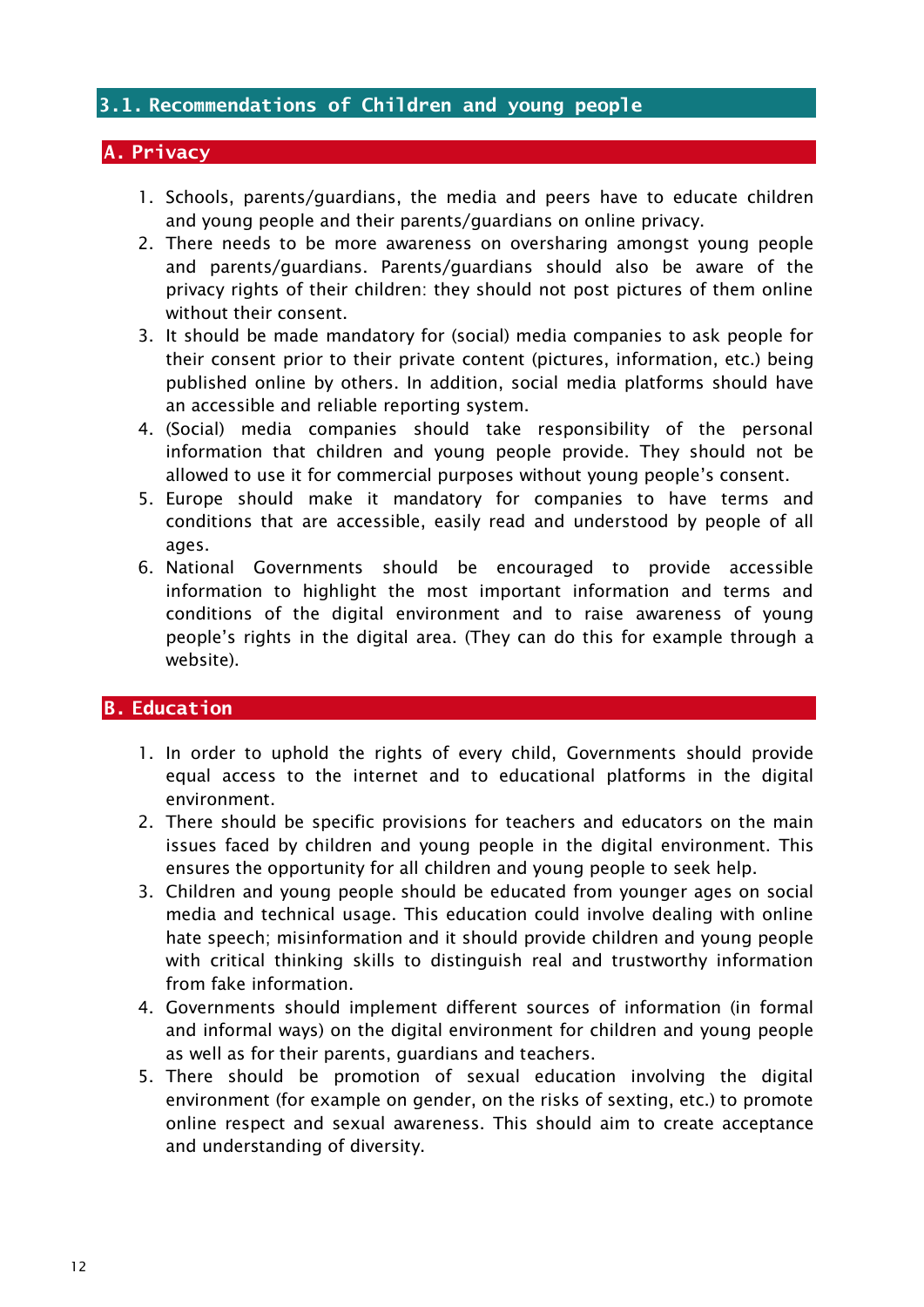## 3.1. Recommendations of Children and young people

### A. Privacy

1. Schools, parents/guardians, the media and peers have to educate children and young people and their parents/guardians on online privacy.
2. There needs to be more awareness on oversharing amongst young people and parents/guardians. Parents/guardians should also be aware of the privacy rights of their children: they should not post pictures of them online without their consent.
3. It should be made mandatory for (social) media companies to ask people for their consent prior to their private content (pictures, information, etc.) being published online by others. In addition, social media platforms should have an accessible and reliable reporting system.
4. (Social) media companies should take responsibility of the personal information that children and young people provide. They should not be allowed to use it for commercial purposes without young people's consent.
5. Europe should make it mandatory for companies to have terms and conditions that are accessible, easily read and understood by people of all ages.
6. National Governments should be encouraged to provide accessible information to highlight the most important information and terms and conditions of the digital environment and to raise awareness of young people's rights in the digital area. (They can do this for example through a website).

### B. Education

1. In order to uphold the rights of every child, Governments should provide equal access to the internet and to educational platforms in the digital environment.
2. There should be specific provisions for teachers and educators on the main issues faced by children and young people in the digital environment. This ensures the opportunity for all children and young people to seek help.
3. Children and young people should be educated from younger ages on social media and technical usage. This education could involve dealing with online hate speech; misinformation and it should provide children and young people with critical thinking skills to distinguish real and trustworthy information from fake information.
4. Governments should implement different sources of information (in formal and informal ways) on the digital environment for children and young people as well as for their parents, guardians and teachers.
5. There should be promotion of sexual education involving the digital environment (for example on gender, on the risks of sexting, etc.) to promote online respect and sexual awareness. This should aim to create acceptance and understanding of diversity.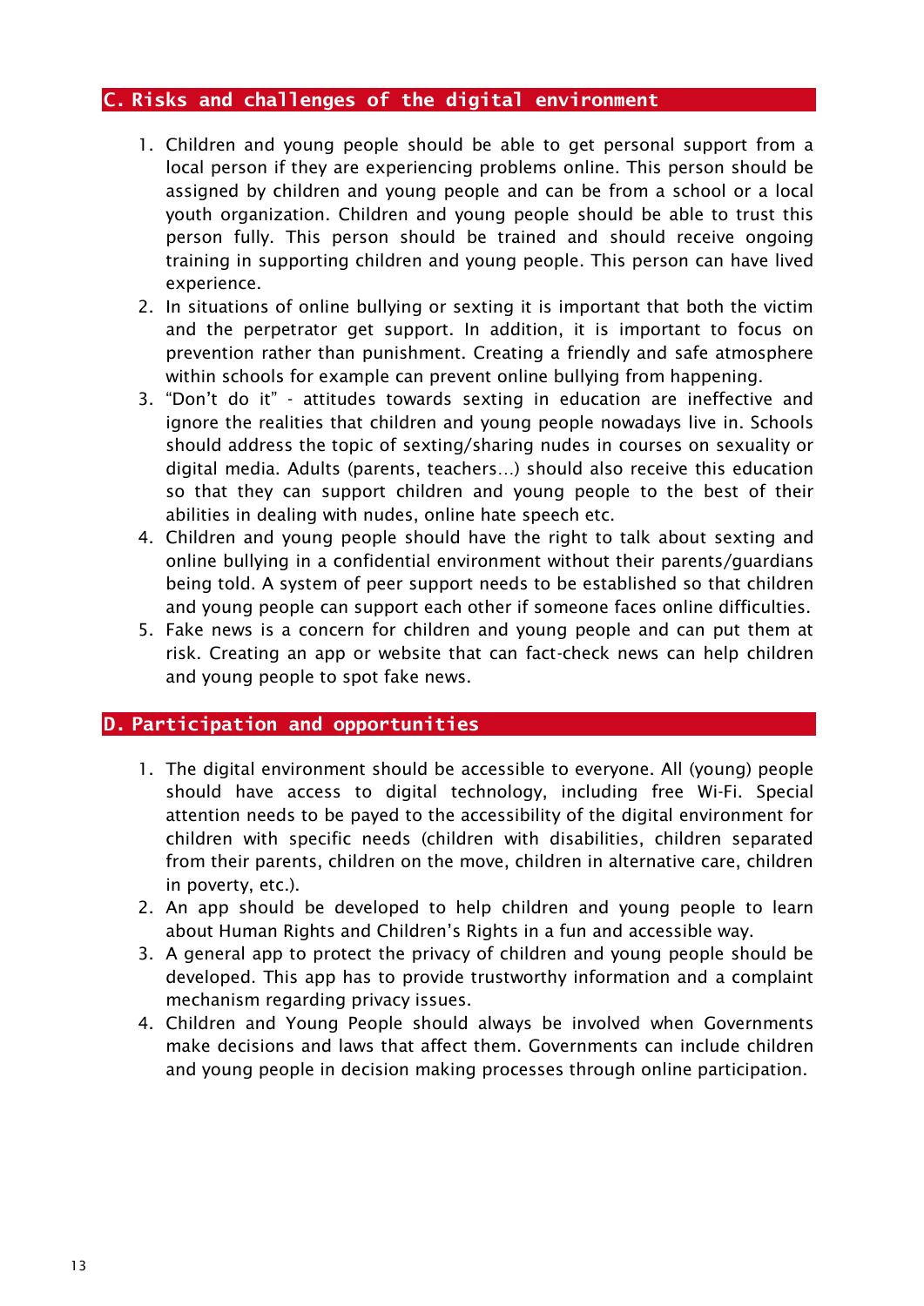## C. Risks and challenges of the digital environment

1. Children and young people should be able to get personal support from a local person if they are experiencing problems online. This person should be assigned by children and young people and can be from a school or a local youth organization. Children and young people should be able to trust this person fully. This person should be trained and should receive ongoing training in supporting children and young people. This person can have lived experience.
2. In situations of online bullying or sexting it is important that both the victim and the perpetrator get support. In addition, it is important to focus on prevention rather than punishment. Creating a friendly and safe atmosphere within schools for example can prevent online bullying from happening.
3. "Don't do it" - attitudes towards sexting in education are ineffective and ignore the realities that children and young people nowadays live in. Schools should address the topic of sexting/sharing nudes in courses on sexuality or digital media. Adults (parents, teachers…) should also receive this education so that they can support children and young people to the best of their abilities in dealing with nudes, online hate speech etc.
4. Children and young people should have the right to talk about sexting and online bullying in a confidential environment without their parents/guardians being told. A system of peer support needs to be established so that children and young people can support each other if someone faces online difficulties.
5. Fake news is a concern for children and young people and can put them at risk. Creating an app or website that can fact-check news can help children and young people to spot fake news.

## D. Participation and opportunities

1. The digital environment should be accessible to everyone. All (young) people should have access to digital technology, including free Wi-Fi. Special attention needs to be payed to the accessibility of the digital environment for children with specific needs (children with disabilities, children separated from their parents, children on the move, children in alternative care, children in poverty, etc.).
2. An app should be developed to help children and young people to learn about Human Rights and Children's Rights in a fun and accessible way.
3. A general app to protect the privacy of children and young people should be developed. This app has to provide trustworthy information and a complaint mechanism regarding privacy issues.
4. Children and Young People should always be involved when Governments make decisions and laws that affect them. Governments can include children and young people in decision making processes through online participation.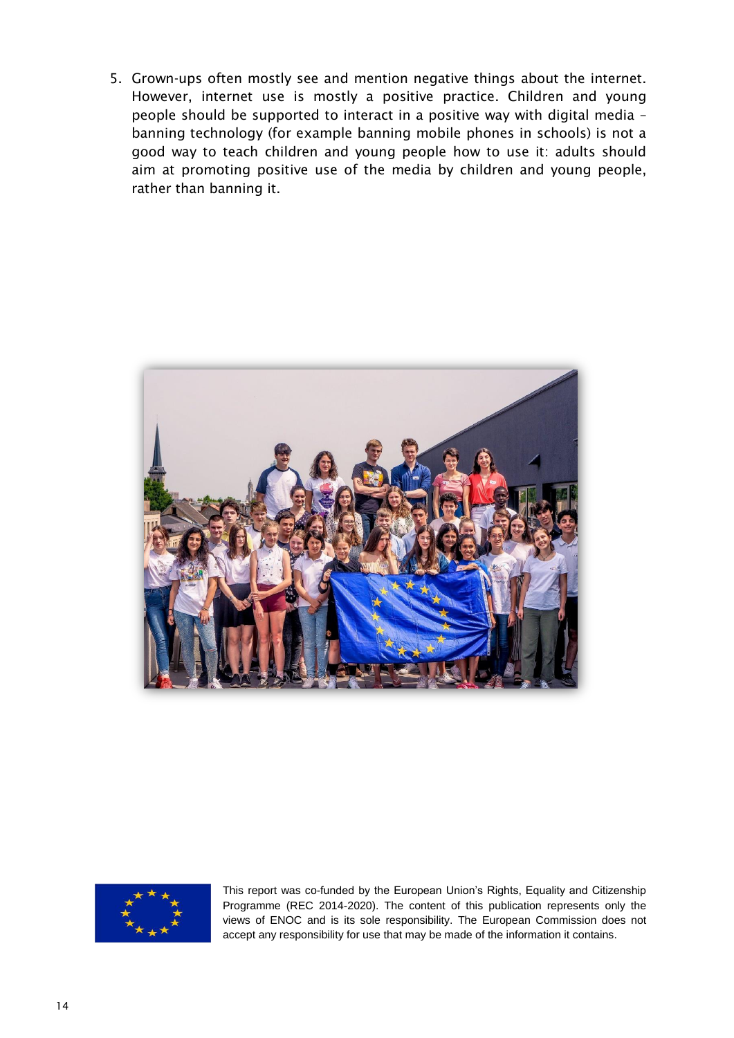5. Grown-ups often mostly see and mention negative things about the internet. However, internet use is mostly a positive practice. Children and young people should be supported to interact in a positive way with digital media – banning technology (for example banning mobile phones in schools) is not a good way to teach children and young people how to use it: adults should aim at promoting positive use of the media by children and young people, rather than banning it.

This report was co-funded by the European Union's Rights, Equality and Citizenship Programme (REC 2014-2020). The content of this publication represents only the views of ENOC and is its sole responsibility. The European Commission does not accept any responsibility for use that may be made of the information it contains.